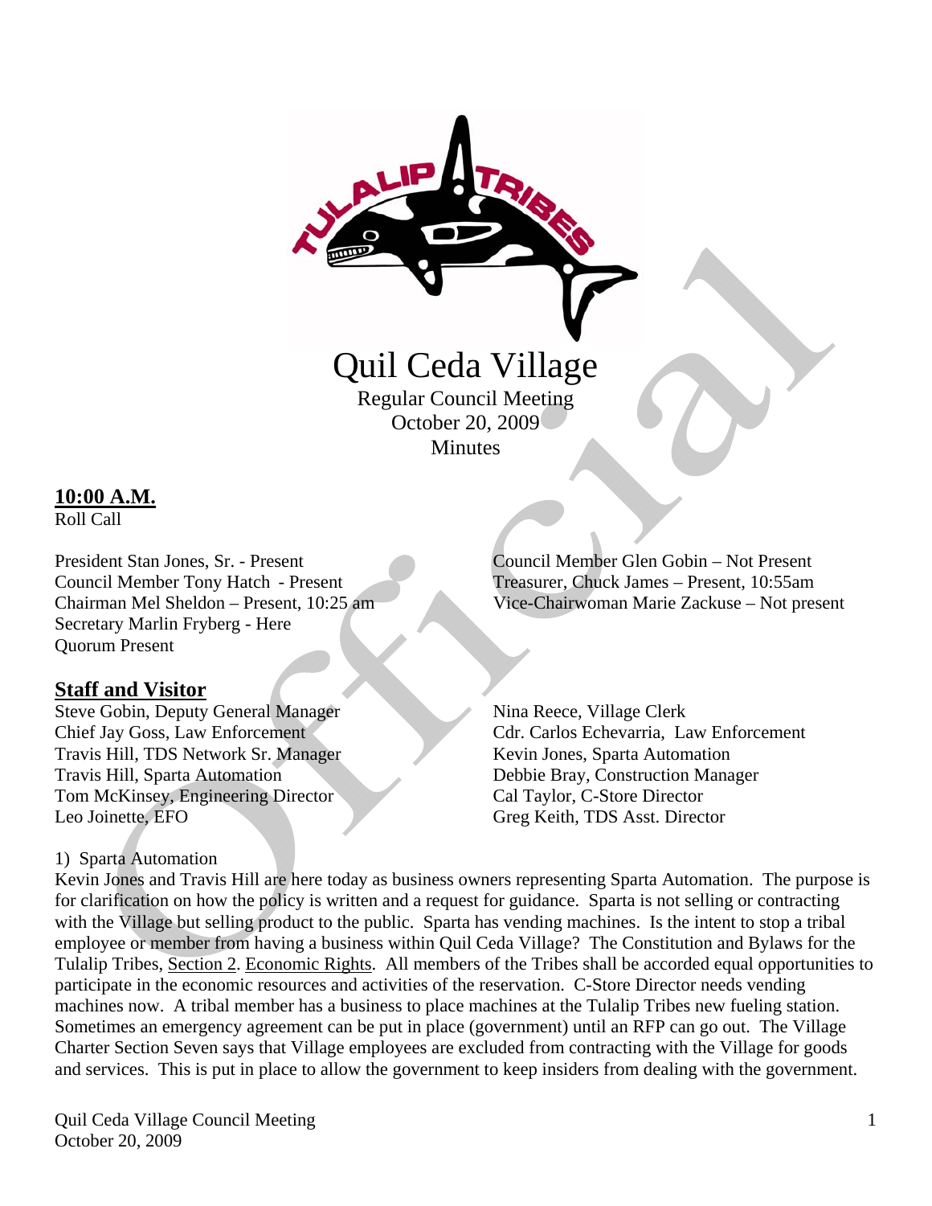# Quil Ceda Village

Regular Council Meeting
October 20, 2009
Minutes

**10:00 A.M.**
Roll Call

President Stan Jones, Sr. - Present
Council Member Tony Hatch - Present
Chairman Mel Sheldon – Present, 10:25 am
Secretary Marlin Fryberg - Here
Quorum Present

Council Member Glen Gobin – Not Present
Treasurer, Chuck James – Present, 10:55am
Vice-Chairwoman Marie Zackuse – Not present

## Staff and Visitor

Steve Gobin, Deputy General Manager
Chief Jay Goss, Law Enforcement
Travis Hill, TDS Network Sr. Manager
Travis Hill, Sparta Automation
Tom McKinsey, Engineering Director
Leo Joinette, EFO

Nina Reece, Village Clerk
Cdr. Carlos Echevarria, Law Enforcement
Kevin Jones, Sparta Automation
Debbie Bray, Construction Manager
Cal Taylor, C-Store Director
Greg Keith, TDS Asst. Director

1) Sparta Automation

Kevin Jones and Travis Hill are here today as business owners representing Sparta Automation. The purpose is for clarification on how the policy is written and a request for guidance. Sparta is not selling or contracting with the Village but selling product to the public. Sparta has vending machines. Is the intent to stop a tribal employee or member from having a business within Quil Ceda Village? The Constitution and Bylaws for the Tulalip Tribes, Section 2. Economic Rights. All members of the Tribes shall be accorded equal opportunities to participate in the economic resources and activities of the reservation. C-Store Director needs vending machines now. A tribal member has a business to place machines at the Tulalip Tribes new fueling station. Sometimes an emergency agreement can be put in place (government) until an RFP can go out. The Village Charter Section Seven says that Village employees are excluded from contracting with the Village for goods and services. This is put in place to allow the government to keep insiders from dealing with the government.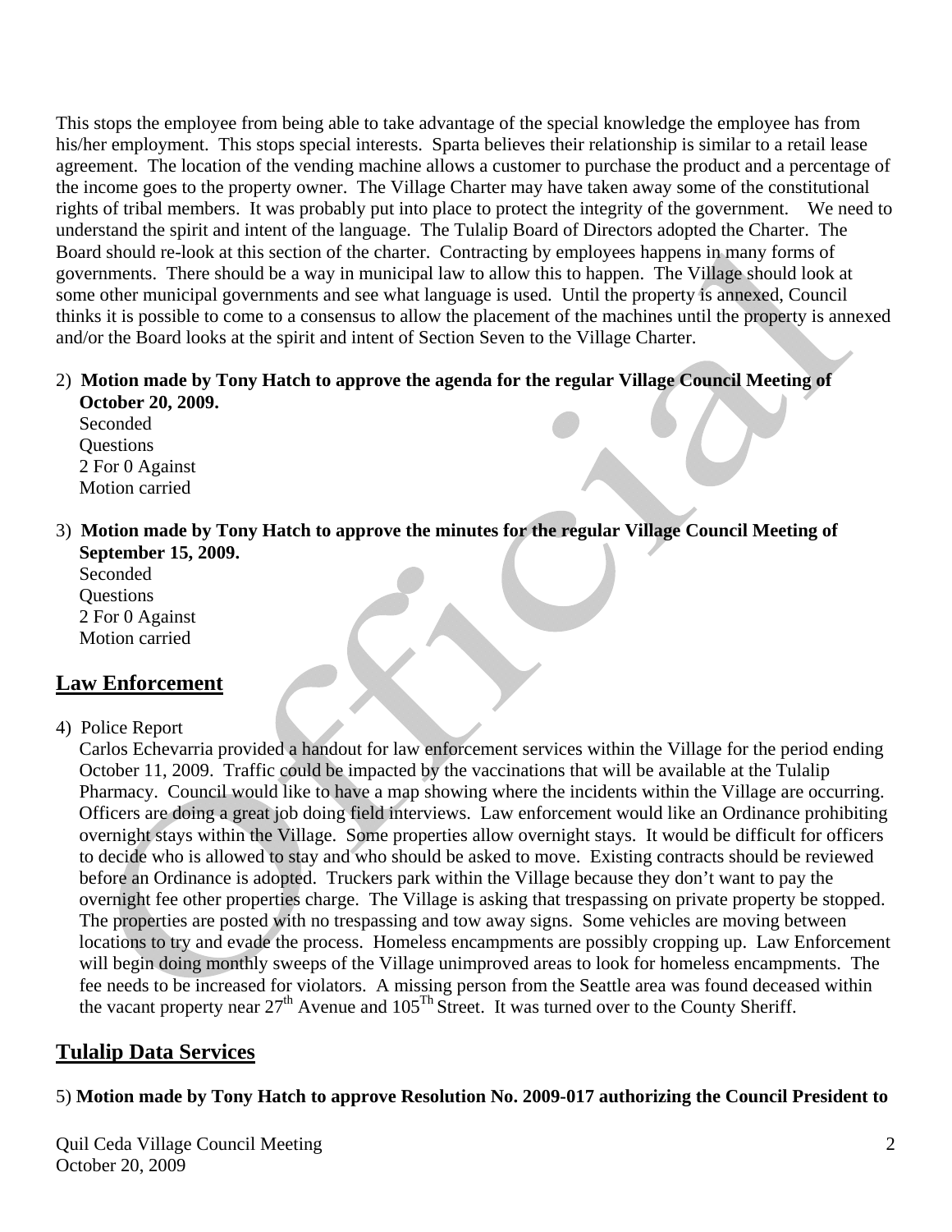This stops the employee from being able to take advantage of the special knowledge the employee has from his/her employment. This stops special interests. Sparta believes their relationship is similar to a retail lease agreement. The location of the vending machine allows a customer to purchase the product and a percentage of the income goes to the property owner. The Village Charter may have taken away some of the constitutional rights of tribal members. It was probably put into place to protect the integrity of the government. We need to understand the spirit and intent of the language. The Tulalip Board of Directors adopted the Charter. The Board should re-look at this section of the charter. Contracting by employees happens in many forms of governments. There should be a way in municipal law to allow this to happen. The Village should look at some other municipal governments and see what language is used. Until the property is annexed, Council thinks it is possible to come to a consensus to allow the placement of the machines until the property is annexed and/or the Board looks at the spirit and intent of Section Seven to the Village Charter.

2) **Motion made by Tony Hatch to approve the agenda for the regular Village Council Meeting of October 20, 2009.**
   Seconded
   Questions
   2 For 0 Against
   Motion carried

3) **Motion made by Tony Hatch to approve the minutes for the regular Village Council Meeting of September 15, 2009.**
   Seconded
   Questions
   2 For 0 Against
   Motion carried

## Law Enforcement

4) Police Report
   Carlos Echevarria provided a handout for law enforcement services within the Village for the period ending October 11, 2009. Traffic could be impacted by the vaccinations that will be available at the Tulalip Pharmacy. Council would like to have a map showing where the incidents within the Village are occurring. Officers are doing a great job doing field interviews. Law enforcement would like an Ordinance prohibiting overnight stays within the Village. Some properties allow overnight stays. It would be difficult for officers to decide who is allowed to stay and who should be asked to move. Existing contracts should be reviewed before an Ordinance is adopted. Truckers park within the Village because they don't want to pay the overnight fee other properties charge. The Village is asking that trespassing on private property be stopped. The properties are posted with no trespassing and tow away signs. Some vehicles are moving between locations to try and evade the process. Homeless encampments are possibly cropping up. Law Enforcement will begin doing monthly sweeps of the Village unimproved areas to look for homeless encampments. The fee needs to be increased for violators. A missing person from the Seattle area was found deceased within the vacant property near 27th Avenue and 105Th Street. It was turned over to the County Sheriff.

## Tulalip Data Services

5) **Motion made by Tony Hatch to approve Resolution No. 2009-017 authorizing the Council President to**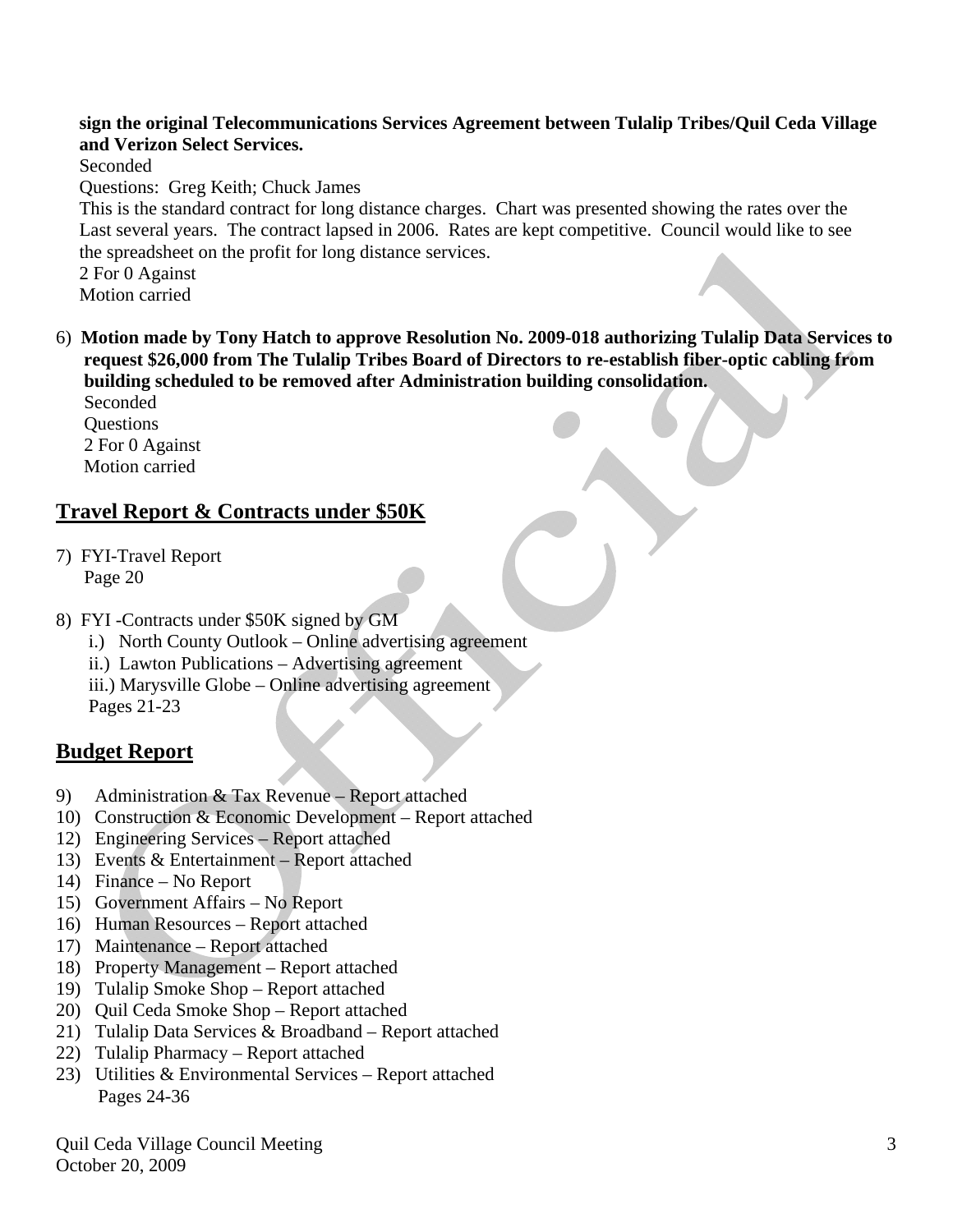**sign the original Telecommunications Services Agreement between Tulalip Tribes/Quil Ceda Village and Verizon Select Services.**
Seconded
Questions: Greg Keith; Chuck James
This is the standard contract for long distance charges. Chart was presented showing the rates over the Last several years. The contract lapsed in 2006. Rates are kept competitive. Council would like to see the spreadsheet on the profit for long distance services.
2 For 0 Against
Motion carried

6) **Motion made by Tony Hatch to approve Resolution No. 2009-018 authorizing Tulalip Data Services to request $26,000 from The Tulalip Tribes Board of Directors to re-establish fiber-optic cabling from building scheduled to be removed after Administration building consolidation.**
Seconded
Questions
2 For 0 Against
Motion carried

## Travel Report & Contracts under $50K

7) FYI-Travel Report
Page 20

8) FYI -Contracts under $50K signed by GM
i.) North County Outlook – Online advertising agreement
ii.) Lawton Publications – Advertising agreement
iii.) Marysville Globe – Online advertising agreement
Pages 21-23

## Budget Report

9) Administration & Tax Revenue – Report attached
10) Construction & Economic Development – Report attached
12) Engineering Services – Report attached
13) Events & Entertainment – Report attached
14) Finance – No Report
15) Government Affairs – No Report
16) Human Resources – Report attached
17) Maintenance – Report attached
18) Property Management – Report attached
19) Tulalip Smoke Shop – Report attached
20) Quil Ceda Smoke Shop – Report attached
21) Tulalip Data Services & Broadband – Report attached
22) Tulalip Pharmacy – Report attached
23) Utilities & Environmental Services – Report attached
Pages 24-36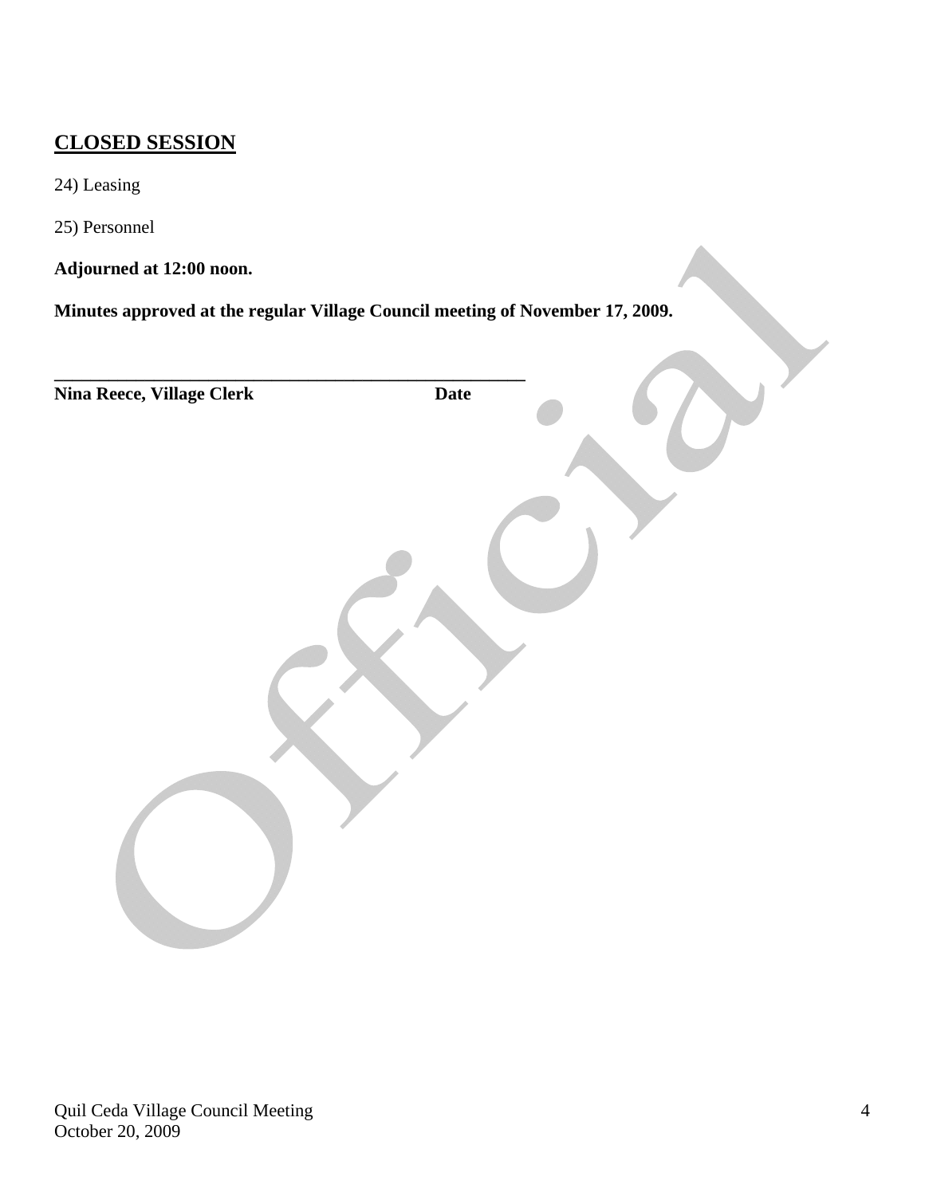## CLOSED SESSION

24) Leasing

25) Personnel

**Adjourned at 12:00 noon.**

**Minutes approved at the regular Village Council meeting of November 17, 2009.**

______________________________________________________

**Nina Reece, Village Clerk Date**